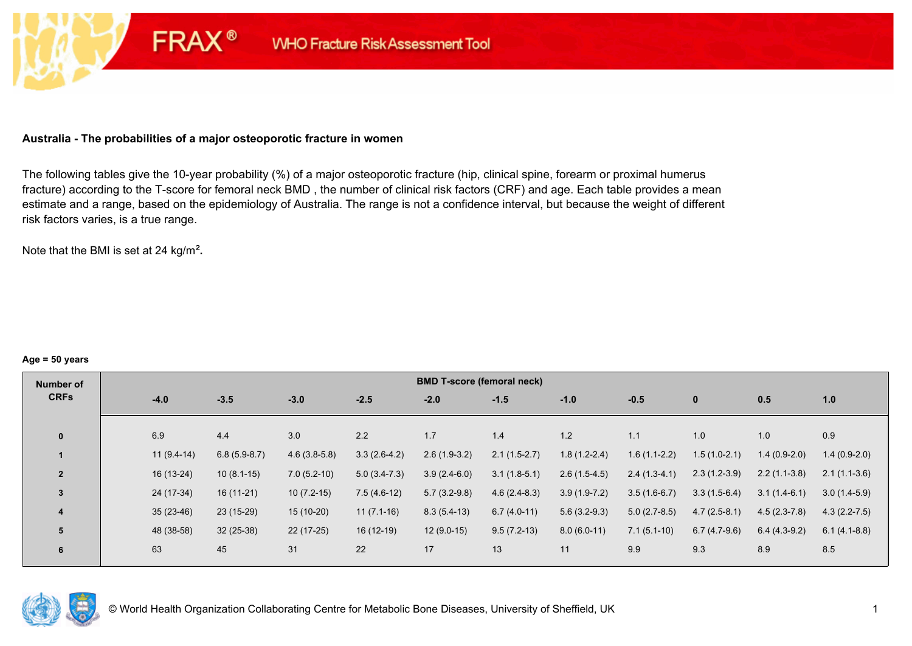FRAX® WHO Fracture Risk Assessment Tool

### Australia - The probabilities of a major osteoporotic fracture in women

The following tables give the 10-year probability (%) of a major osteoporotic fracture (hip, clinical spine, forearm or proximal humerus fracture) according to the T-score for femoral neck BMD , the number of clinical risk factors (CRF) and age. Each table provides a mean estimate and a range, based on the epidemiology of Australia. The range is not a confidence interval, but because the weight of different risk factors varies, is a true range.

Note that the BMI is set at 24 kg/m².

**Age = 50 years**

| Number of CRFs | BMD T-score (femoral neck) | | | | | | | | | | |
|---|---|---|---|---|---|---|---|---|---|---|---|
| | -4.0 | -3.5 | -3.0 | -2.5 | -2.0 | -1.5 | -1.0 | -0.5 | 0 | 0.5 | 1.0 |
| 0 | 6.9 | 4.4 | 3.0 | 2.2 | 1.7 | 1.4 | 1.2 | 1.1 | 1.0 | 1.0 | 0.9 |
| 1 | 11 (9.4-14) | 6.8 (5.9-8.7) | 4.6 (3.8-5.8) | 3.3 (2.6-4.2) | 2.6 (1.9-3.2) | 2.1 (1.5-2.7) | 1.8 (1.2-2.4) | 1.6 (1.1-2.2) | 1.5 (1.0-2.1) | 1.4 (0.9-2.0) | 1.4 (0.9-2.0) |
| 2 | 16 (13-24) | 10 (8.1-15) | 7.0 (5.2-10) | 5.0 (3.4-7.3) | 3.9 (2.4-6.0) | 3.1 (1.8-5.1) | 2.6 (1.5-4.5) | 2.4 (1.3-4.1) | 2.3 (1.2-3.9) | 2.2 (1.1-3.8) | 2.1 (1.1-3.6) |
| 3 | 24 (17-34) | 16 (11-21) | 10 (7.2-15) | 7.5 (4.6-12) | 5.7 (3.2-9.8) | 4.6 (2.4-8.3) | 3.9 (1.9-7.2) | 3.5 (1.6-6.7) | 3.3 (1.5-6.4) | 3.1 (1.4-6.1) | 3.0 (1.4-5.9) |
| 4 | 35 (23-46) | 23 (15-29) | 15 (10-20) | 11 (7.1-16) | 8.3 (5.4-13) | 6.7 (4.0-11) | 5.6 (3.2-9.3) | 5.0 (2.7-8.5) | 4.7 (2.5-8.1) | 4.5 (2.3-7.8) | 4.3 (2.2-7.5) |
| 5 | 48 (38-58) | 32 (25-38) | 22 (17-25) | 16 (12-19) | 12 (9.0-15) | 9.5 (7.2-13) | 8.0 (6.0-11) | 7.1 (5.1-10) | 6.7 (4.7-9.6) | 6.4 (4.3-9.2) | 6.1 (4.1-8.8) |
| 6 | 63 | 45 | 31 | 22 | 17 | 13 | 11 | 9.9 | 9.3 | 8.9 | 8.5 |

© World Health Organization Collaborating Centre for Metabolic Bone Diseases, University of Sheffield, UK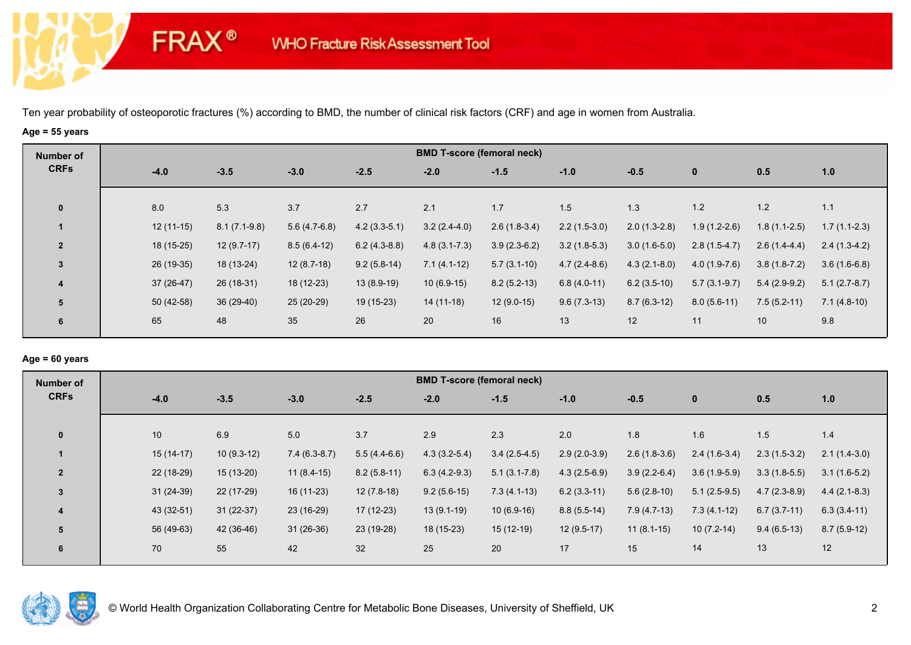FRAX® WHO Fracture Risk Assessment Tool

Ten year probability of osteoporotic fractures (%) according to BMD, the number of clinical risk factors (CRF) and age in women from Australia.

**Age = 55 years**

| Number of CRFs | BMD T-score (femoral neck) | | | | | | | | | | |
|---|---|---|---|---|---|---|---|---|---|---|---|
| | -4.0 | -3.5 | -3.0 | -2.5 | -2.0 | -1.5 | -1.0 | -0.5 | 0 | 0.5 | 1.0 |
| 0 | 8.0 | 5.3 | 3.7 | 2.7 | 2.1 | 1.7 | 1.5 | 1.3 | 1.2 | 1.2 | 1.1 |
| 1 | 12 (11-15) | 8.1 (7.1-9.8) | 5.6 (4.7-6.8) | 4.2 (3.3-5.1) | 3.2 (2.4-4.0) | 2.6 (1.8-3.4) | 2.2 (1.5-3.0) | 2.0 (1.3-2.8) | 1.9 (1.2-2.6) | 1.8 (1.1-2.5) | 1.7 (1.1-2.3) |
| 2 | 18 (15-25) | 12 (9.7-17) | 8.5 (6.4-12) | 6.2 (4.3-8.8) | 4.8 (3.1-7.3) | 3.9 (2.3-6.2) | 3.2 (1.8-5.3) | 3.0 (1.6-5.0) | 2.8 (1.5-4.7) | 2.6 (1.4-4.4) | 2.4 (1.3-4.2) |
| 3 | 26 (19-35) | 18 (13-24) | 12 (8.7-18) | 9.2 (5.8-14) | 7.1 (4.1-12) | 5.7 (3.1-10) | 4.7 (2.4-8.6) | 4.3 (2.1-8.0) | 4.0 (1.9-7.6) | 3.8 (1.8-7.2) | 3.6 (1.6-6.8) |
| 4 | 37 (26-47) | 26 (18-31) | 18 (12-23) | 13 (8.9-19) | 10 (6.9-15) | 8.2 (5.2-13) | 6.8 (4.0-11) | 6.2 (3.5-10) | 5.7 (3.1-9.7) | 5.4 (2.9-9.2) | 5.1 (2.7-8.7) |
| 5 | 50 (42-58) | 36 (29-40) | 25 (20-29) | 19 (15-23) | 14 (11-18) | 12 (9.0-15) | 9.6 (7.3-13) | 8.7 (6.3-12) | 8.0 (5.6-11) | 7.5 (5.2-11) | 7.1 (4.8-10) |
| 6 | 65 | 48 | 35 | 26 | 20 | 16 | 13 | 12 | 11 | 10 | 9.8 |

**Age = 60 years**

| Number of CRFs | BMD T-score (femoral neck) | | | | | | | | | | |
|---|---|---|---|---|---|---|---|---|---|---|---|
| | -4.0 | -3.5 | -3.0 | -2.5 | -2.0 | -1.5 | -1.0 | -0.5 | 0 | 0.5 | 1.0 |
| 0 | 10 | 6.9 | 5.0 | 3.7 | 2.9 | 2.3 | 2.0 | 1.8 | 1.6 | 1.5 | 1.4 |
| 1 | 15 (14-17) | 10 (9.3-12) | 7.4 (6.3-8.7) | 5.5 (4.4-6.6) | 4.3 (3.2-5.4) | 3.4 (2.5-4.5) | 2.9 (2.0-3.9) | 2.6 (1.8-3.6) | 2.4 (1.6-3.4) | 2.3 (1.5-3.2) | 2.1 (1.4-3.0) |
| 2 | 22 (18-29) | 15 (13-20) | 11 (8.4-15) | 8.2 (5.8-11) | 6.3 (4.2-9.3) | 5.1 (3.1-7.8) | 4.3 (2.5-6.9) | 3.9 (2.2-6.4) | 3.6 (1.9-5.9) | 3.3 (1.8-5.5) | 3.1 (1.6-5.2) |
| 3 | 31 (24-39) | 22 (17-29) | 16 (11-23) | 12 (7.8-18) | 9.2 (5.6-15) | 7.3 (4.1-13) | 6.2 (3.3-11) | 5.6 (2.8-10) | 5.1 (2.5-9.5) | 4.7 (2.3-8.9) | 4.4 (2.1-8.3) |
| 4 | 43 (32-51) | 31 (22-37) | 23 (16-29) | 17 (12-23) | 13 (9.1-19) | 10 (6.9-16) | 8.8 (5.5-14) | 7.9 (4.7-13) | 7.3 (4.1-12) | 6.7 (3.7-11) | 6.3 (3.4-11) |
| 5 | 56 (49-63) | 42 (36-46) | 31 (26-36) | 23 (19-28) | 18 (15-23) | 15 (12-19) | 12 (9.5-17) | 11 (8.1-15) | 10 (7.2-14) | 9.4 (6.5-13) | 8.7 (5.9-12) |
| 6 | 70 | 55 | 42 | 32 | 25 | 20 | 17 | 15 | 14 | 13 | 12 |

© World Health Organization Collaborating Centre for Metabolic Bone Diseases, University of Sheffield, UK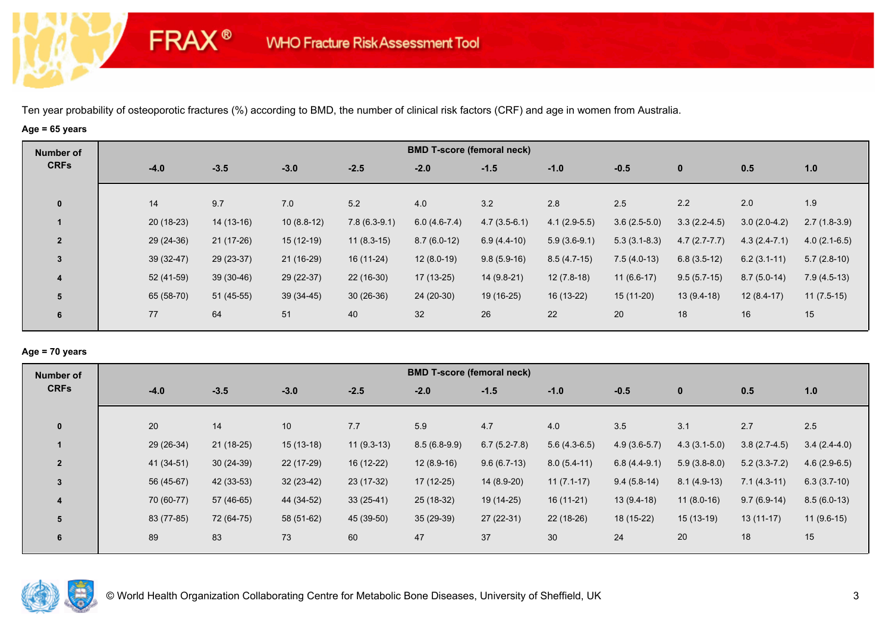FRAX® WHO Fracture Risk Assessment Tool

Ten year probability of osteoporotic fractures (%) according to BMD, the number of clinical risk factors (CRF) and age in women from Australia.

**Age = 65 years**

| Number of CRFs | BMD T-score (femoral neck) | | | | | | | | | | |
|---|---|---|---|---|---|---|---|---|---|---|---|
| | -4.0 | -3.5 | -3.0 | -2.5 | -2.0 | -1.5 | -1.0 | -0.5 | 0 | 0.5 | 1.0 |
| 0 | 14 | 9.7 | 7.0 | 5.2 | 4.0 | 3.2 | 2.8 | 2.5 | 2.2 | 2.0 | 1.9 |
| 1 | 20 (18-23) | 14 (13-16) | 10 (8.8-12) | 7.8 (6.3-9.1) | 6.0 (4.6-7.4) | 4.7 (3.5-6.1) | 4.1 (2.9-5.5) | 3.6 (2.5-5.0) | 3.3 (2.2-4.5) | 3.0 (2.0-4.2) | 2.7 (1.8-3.9) |
| 2 | 29 (24-36) | 21 (17-26) | 15 (12-19) | 11 (8.3-15) | 8.7 (6.0-12) | 6.9 (4.4-10) | 5.9 (3.6-9.1) | 5.3 (3.1-8.3) | 4.7 (2.7-7.7) | 4.3 (2.4-7.1) | 4.0 (2.1-6.5) |
| 3 | 39 (32-47) | 29 (23-37) | 21 (16-29) | 16 (11-24) | 12 (8.0-19) | 9.8 (5.9-16) | 8.5 (4.7-15) | 7.5 (4.0-13) | 6.8 (3.5-12) | 6.2 (3.1-11) | 5.7 (2.8-10) |
| 4 | 52 (41-59) | 39 (30-46) | 29 (22-37) | 22 (16-30) | 17 (13-25) | 14 (9.8-21) | 12 (7.8-18) | 11 (6.6-17) | 9.5 (5.7-15) | 8.7 (5.0-14) | 7.9 (4.5-13) |
| 5 | 65 (58-70) | 51 (45-55) | 39 (34-45) | 30 (26-36) | 24 (20-30) | 19 (16-25) | 16 (13-22) | 15 (11-20) | 13 (9.4-18) | 12 (8.4-17) | 11 (7.5-15) |
| 6 | 77 | 64 | 51 | 40 | 32 | 26 | 22 | 20 | 18 | 16 | 15 |

**Age = 70 years**

| Number of CRFs | BMD T-score (femoral neck) | | | | | | | | | | |
|---|---|---|---|---|---|---|---|---|---|---|---|
| | -4.0 | -3.5 | -3.0 | -2.5 | -2.0 | -1.5 | -1.0 | -0.5 | 0 | 0.5 | 1.0 |
| 0 | 20 | 14 | 10 | 7.7 | 5.9 | 4.7 | 4.0 | 3.5 | 3.1 | 2.7 | 2.5 |
| 1 | 29 (26-34) | 21 (18-25) | 15 (13-18) | 11 (9.3-13) | 8.5 (6.8-9.9) | 6.7 (5.2-7.8) | 5.6 (4.3-6.5) | 4.9 (3.6-5.7) | 4.3 (3.1-5.0) | 3.8 (2.7-4.5) | 3.4 (2.4-4.0) |
| 2 | 41 (34-51) | 30 (24-39) | 22 (17-29) | 16 (12-22) | 12 (8.9-16) | 9.6 (6.7-13) | 8.0 (5.4-11) | 6.8 (4.4-9.1) | 5.9 (3.8-8.0) | 5.2 (3.3-7.2) | 4.6 (2.9-6.5) |
| 3 | 56 (45-67) | 42 (33-53) | 32 (23-42) | 23 (17-32) | 17 (12-25) | 14 (8.9-20) | 11 (7.1-17) | 9.4 (5.8-14) | 8.1 (4.9-13) | 7.1 (4.3-11) | 6.3 (3.7-10) |
| 4 | 70 (60-77) | 57 (46-65) | 44 (34-52) | 33 (25-41) | 25 (18-32) | 19 (14-25) | 16 (11-21) | 13 (9.4-18) | 11 (8.0-16) | 9.7 (6.9-14) | 8.5 (6.0-13) |
| 5 | 83 (77-85) | 72 (64-75) | 58 (51-62) | 45 (39-50) | 35 (29-39) | 27 (22-31) | 22 (18-26) | 18 (15-22) | 15 (13-19) | 13 (11-17) | 11 (9.6-15) |
| 6 | 89 | 83 | 73 | 60 | 47 | 37 | 30 | 24 | 20 | 18 | 15 |

© World Health Organization Collaborating Centre for Metabolic Bone Diseases, University of Sheffield, UK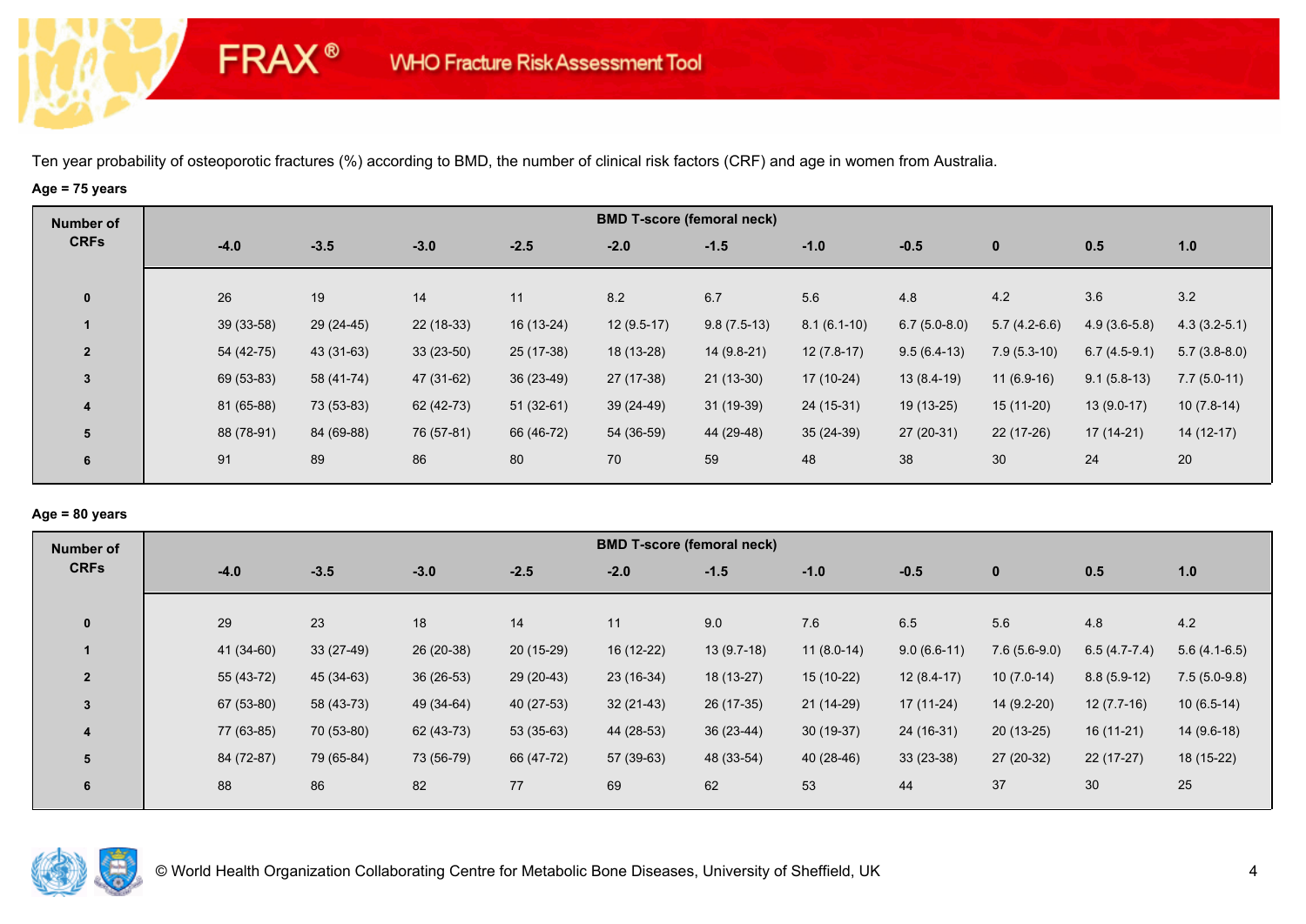# FRAX® WHO Fracture Risk Assessment Tool

Ten year probability of osteoporotic fractures (%) according to BMD, the number of clinical risk factors (CRF) and age in women from Australia.

**Age = 75 years**

| Number of CRFs | BMD T-score (femoral neck) | | | | | | | | | | |
|---|---|---|---|---|---|---|---|---|---|---|---|
| | -4.0 | -3.5 | -3.0 | -2.5 | -2.0 | -1.5 | -1.0 | -0.5 | 0 | 0.5 | 1.0 |
| 0 | 26 | 19 | 14 | 11 | 8.2 | 6.7 | 5.6 | 4.8 | 4.2 | 3.6 | 3.2 |
| 1 | 39 (33-58) | 29 (24-45) | 22 (18-33) | 16 (13-24) | 12 (9.5-17) | 9.8 (7.5-13) | 8.1 (6.1-10) | 6.7 (5.0-8.0) | 5.7 (4.2-6.6) | 4.9 (3.6-5.8) | 4.3 (3.2-5.1) |
| 2 | 54 (42-75) | 43 (31-63) | 33 (23-50) | 25 (17-38) | 18 (13-28) | 14 (9.8-21) | 12 (7.8-17) | 9.5 (6.4-13) | 7.9 (5.3-10) | 6.7 (4.5-9.1) | 5.7 (3.8-8.0) |
| 3 | 69 (53-83) | 58 (41-74) | 47 (31-62) | 36 (23-49) | 27 (17-38) | 21 (13-30) | 17 (10-24) | 13 (8.4-19) | 11 (6.9-16) | 9.1 (5.8-13) | 7.7 (5.0-11) |
| 4 | 81 (65-88) | 73 (53-83) | 62 (42-73) | 51 (32-61) | 39 (24-49) | 31 (19-39) | 24 (15-31) | 19 (13-25) | 15 (11-20) | 13 (9.0-17) | 10 (7.8-14) |
| 5 | 88 (78-91) | 84 (69-88) | 76 (57-81) | 66 (46-72) | 54 (36-59) | 44 (29-48) | 35 (24-39) | 27 (20-31) | 22 (17-26) | 17 (14-21) | 14 (12-17) |
| 6 | 91 | 89 | 86 | 80 | 70 | 59 | 48 | 38 | 30 | 24 | 20 |

**Age = 80 years**

| Number of CRFs | BMD T-score (femoral neck) | | | | | | | | | | |
|---|---|---|---|---|---|---|---|---|---|---|---|
| | -4.0 | -3.5 | -3.0 | -2.5 | -2.0 | -1.5 | -1.0 | -0.5 | 0 | 0.5 | 1.0 |
| 0 | 29 | 23 | 18 | 14 | 11 | 9.0 | 7.6 | 6.5 | 5.6 | 4.8 | 4.2 |
| 1 | 41 (34-60) | 33 (27-49) | 26 (20-38) | 20 (15-29) | 16 (12-22) | 13 (9.7-18) | 11 (8.0-14) | 9.0 (6.6-11) | 7.6 (5.6-9.0) | 6.5 (4.7-7.4) | 5.6 (4.1-6.5) |
| 2 | 55 (43-72) | 45 (34-63) | 36 (26-53) | 29 (20-43) | 23 (16-34) | 18 (13-27) | 15 (10-22) | 12 (8.4-17) | 10 (7.0-14) | 8.8 (5.9-12) | 7.5 (5.0-9.8) |
| 3 | 67 (53-80) | 58 (43-73) | 49 (34-64) | 40 (27-53) | 32 (21-43) | 26 (17-35) | 21 (14-29) | 17 (11-24) | 14 (9.2-20) | 12 (7.7-16) | 10 (6.5-14) |
| 4 | 77 (63-85) | 70 (53-80) | 62 (43-73) | 53 (35-63) | 44 (28-53) | 36 (23-44) | 30 (19-37) | 24 (16-31) | 20 (13-25) | 16 (11-21) | 14 (9.6-18) |
| 5 | 84 (72-87) | 79 (65-84) | 73 (56-79) | 66 (47-72) | 57 (39-63) | 48 (33-54) | 40 (28-46) | 33 (23-38) | 27 (20-32) | 22 (17-27) | 18 (15-22) |
| 6 | 88 | 86 | 82 | 77 | 69 | 62 | 53 | 44 | 37 | 30 | 25 |

© World Health Organization Collaborating Centre for Metabolic Bone Diseases, University of Sheffield, UK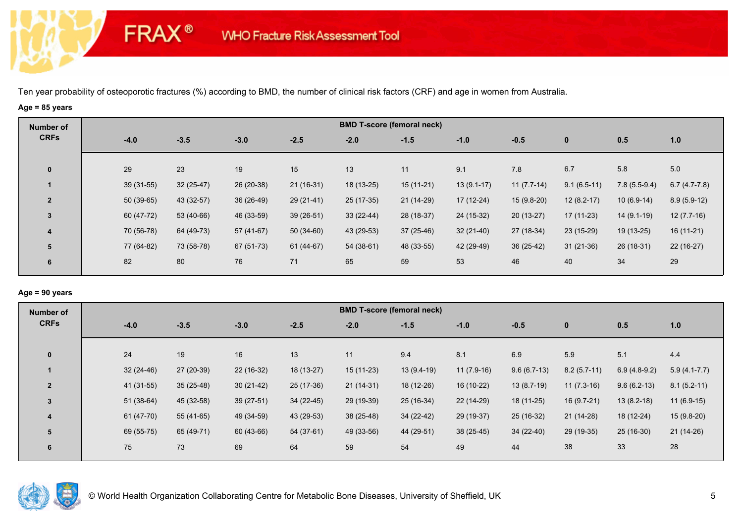FRAX® WHO Fracture Risk Assessment Tool

Ten year probability of osteoporotic fractures (%) according to BMD, the number of clinical risk factors (CRF) and age in women from Australia.

**Age = 85 years**

| Number of CRFs | BMD T-score (femoral neck) | | | | | | | | | | |
|---|---|---|---|---|---|---|---|---|---|---|---|
| | -4.0 | -3.5 | -3.0 | -2.5 | -2.0 | -1.5 | -1.0 | -0.5 | 0 | 0.5 | 1.0 |
| 0 | 29 | 23 | 19 | 15 | 13 | 11 | 9.1 | 7.8 | 6.7 | 5.8 | 5.0 |
| 1 | 39 (31-55) | 32 (25-47) | 26 (20-38) | 21 (16-31) | 18 (13-25) | 15 (11-21) | 13 (9.1-17) | 11 (7.7-14) | 9.1 (6.5-11) | 7.8 (5.5-9.4) | 6.7 (4.7-7.8) |
| 2 | 50 (39-65) | 43 (32-57) | 36 (26-49) | 29 (21-41) | 25 (17-35) | 21 (14-29) | 17 (12-24) | 15 (9.8-20) | 12 (8.2-17) | 10 (6.9-14) | 8.9 (5.9-12) |
| 3 | 60 (47-72) | 53 (40-66) | 46 (33-59) | 39 (26-51) | 33 (22-44) | 28 (18-37) | 24 (15-32) | 20 (13-27) | 17 (11-23) | 14 (9.1-19) | 12 (7.7-16) |
| 4 | 70 (56-78) | 64 (49-73) | 57 (41-67) | 50 (34-60) | 43 (29-53) | 37 (25-46) | 32 (21-40) | 27 (18-34) | 23 (15-29) | 19 (13-25) | 16 (11-21) |
| 5 | 77 (64-82) | 73 (58-78) | 67 (51-73) | 61 (44-67) | 54 (38-61) | 48 (33-55) | 42 (29-49) | 36 (25-42) | 31 (21-36) | 26 (18-31) | 22 (16-27) |
| 6 | 82 | 80 | 76 | 71 | 65 | 59 | 53 | 46 | 40 | 34 | 29 |

**Age = 90 years**

| Number of CRFs | BMD T-score (femoral neck) | | | | | | | | | | |
|---|---|---|---|---|---|---|---|---|---|---|---|
| | -4.0 | -3.5 | -3.0 | -2.5 | -2.0 | -1.5 | -1.0 | -0.5 | 0 | 0.5 | 1.0 |
| 0 | 24 | 19 | 16 | 13 | 11 | 9.4 | 8.1 | 6.9 | 5.9 | 5.1 | 4.4 |
| 1 | 32 (24-46) | 27 (20-39) | 22 (16-32) | 18 (13-27) | 15 (11-23) | 13 (9.4-19) | 11 (7.9-16) | 9.6 (6.7-13) | 8.2 (5.7-11) | 6.9 (4.8-9.2) | 5.9 (4.1-7.7) |
| 2 | 41 (31-55) | 35 (25-48) | 30 (21-42) | 25 (17-36) | 21 (14-31) | 18 (12-26) | 16 (10-22) | 13 (8.7-19) | 11 (7.3-16) | 9.6 (6.2-13) | 8.1 (5.2-11) |
| 3 | 51 (38-64) | 45 (32-58) | 39 (27-51) | 34 (22-45) | 29 (19-39) | 25 (16-34) | 22 (14-29) | 18 (11-25) | 16 (9.7-21) | 13 (8.2-18) | 11 (6.9-15) |
| 4 | 61 (47-70) | 55 (41-65) | 49 (34-59) | 43 (29-53) | 38 (25-48) | 34 (22-42) | 29 (19-37) | 25 (16-32) | 21 (14-28) | 18 (12-24) | 15 (9.8-20) |
| 5 | 69 (55-75) | 65 (49-71) | 60 (43-66) | 54 (37-61) | 49 (33-56) | 44 (29-51) | 38 (25-45) | 34 (22-40) | 29 (19-35) | 25 (16-30) | 21 (14-26) |
| 6 | 75 | 73 | 69 | 64 | 59 | 54 | 49 | 44 | 38 | 33 | 28 |

© World Health Organization Collaborating Centre for Metabolic Bone Diseases, University of Sheffield, UK